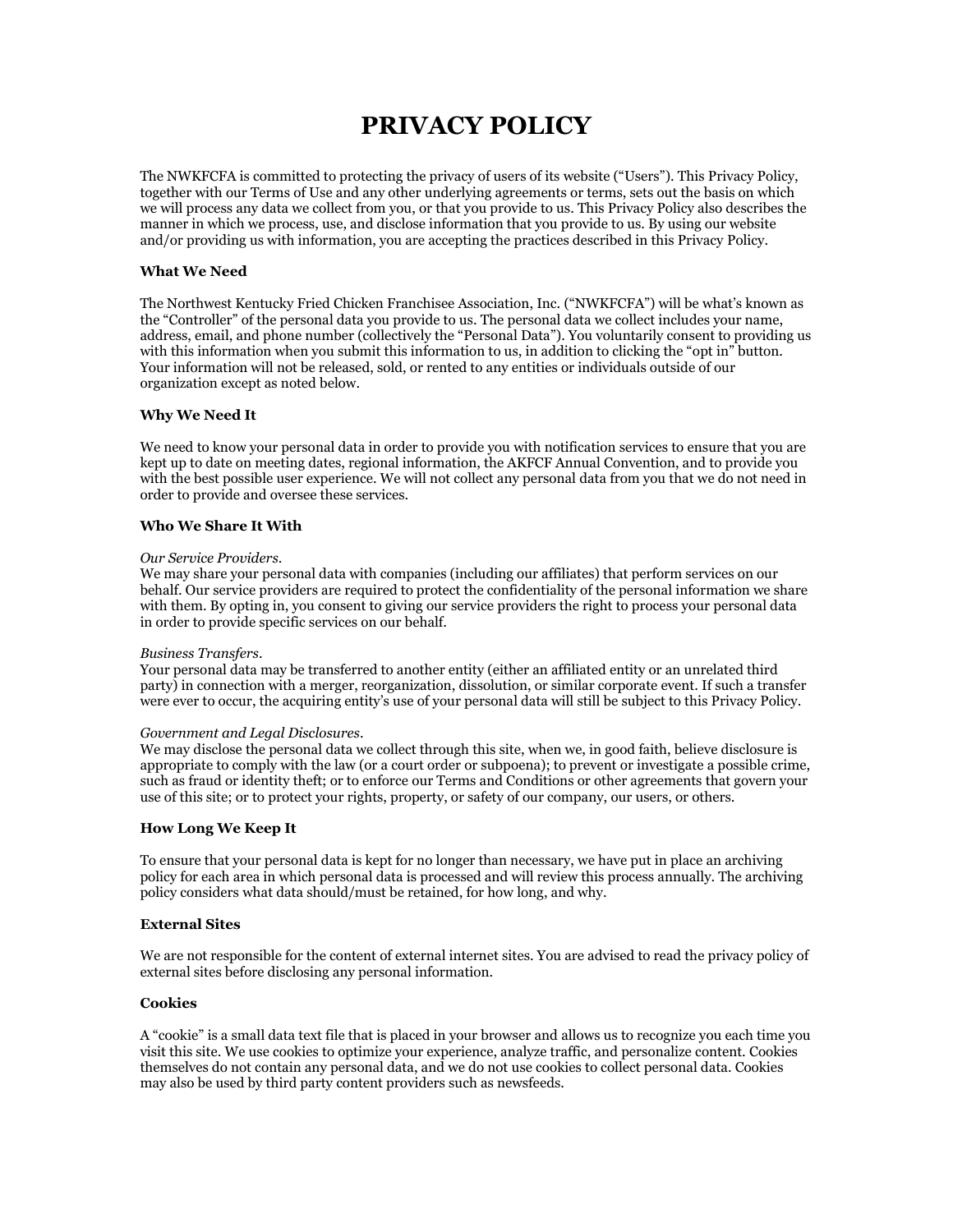# PRIVACY POLICY

The NWKFCFA is committed to protecting the privacy of users of its website ("Users"). This Privacy Policy, together with our Terms of Use and any other underlying agreements or terms, sets out the basis on which we will process any data we collect from you, or that you provide to us. This Privacy Policy also describes the manner in which we process, use, and disclose information that you provide to us. By using our website and/or providing us with information, you are accepting the practices described in this Privacy Policy.

**What We Need**

The Northwest Kentucky Fried Chicken Franchisee Association, Inc. ("NWKFCFA") will be what's known as the "Controller" of the personal data you provide to us. The personal data we collect includes your name, address, email, and phone number (collectively the "Personal Data"). You voluntarily consent to providing us with this information when you submit this information to us, in addition to clicking the "opt in" button. Your information will not be released, sold, or rented to any entities or individuals outside of our organization except as noted below.

**Why We Need It**

We need to know your personal data in order to provide you with notification services to ensure that you are kept up to date on meeting dates, regional information, the AKFCF Annual Convention, and to provide you with the best possible user experience. We will not collect any personal data from you that we do not need in order to provide and oversee these services.

**Who We Share It With**

*Our Service Providers.*
We may share your personal data with companies (including our affiliates) that perform services on our behalf. Our service providers are required to protect the confidentiality of the personal information we share with them. By opting in, you consent to giving our service providers the right to process your personal data in order to provide specific services on our behalf.

*Business Transfers.*
Your personal data may be transferred to another entity (either an affiliated entity or an unrelated third party) in connection with a merger, reorganization, dissolution, or similar corporate event. If such a transfer were ever to occur, the acquiring entity's use of your personal data will still be subject to this Privacy Policy.

*Government and Legal Disclosures.*
We may disclose the personal data we collect through this site, when we, in good faith, believe disclosure is appropriate to comply with the law (or a court order or subpoena); to prevent or investigate a possible crime, such as fraud or identity theft; or to enforce our Terms and Conditions or other agreements that govern your use of this site; or to protect your rights, property, or safety of our company, our users, or others.

**How Long We Keep It**

To ensure that your personal data is kept for no longer than necessary, we have put in place an archiving policy for each area in which personal data is processed and will review this process annually. The archiving policy considers what data should/must be retained, for how long, and why.

**External Sites**

We are not responsible for the content of external internet sites. You are advised to read the privacy policy of external sites before disclosing any personal information.

**Cookies**

A "cookie" is a small data text file that is placed in your browser and allows us to recognize you each time you visit this site. We use cookies to optimize your experience, analyze traffic, and personalize content. Cookies themselves do not contain any personal data, and we do not use cookies to collect personal data. Cookies may also be used by third party content providers such as newsfeeds.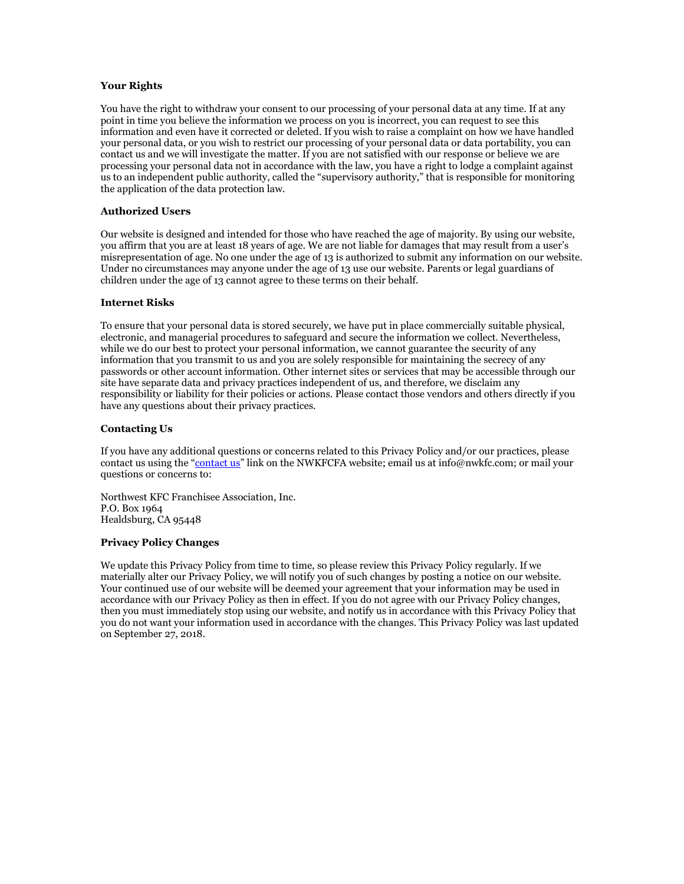### Your Rights

You have the right to withdraw your consent to our processing of your personal data at any time. If at any point in time you believe the information we process on you is incorrect, you can request to see this information and even have it corrected or deleted. If you wish to raise a complaint on how we have handled your personal data, or you wish to restrict our processing of your personal data or data portability, you can contact us and we will investigate the matter. If you are not satisfied with our response or believe we are processing your personal data not in accordance with the law, you have a right to lodge a complaint against us to an independent public authority, called the "supervisory authority," that is responsible for monitoring the application of the data protection law.

### Authorized Users

Our website is designed and intended for those who have reached the age of majority. By using our website, you affirm that you are at least 18 years of age. We are not liable for damages that may result from a user's misrepresentation of age. No one under the age of 13 is authorized to submit any information on our website. Under no circumstances may anyone under the age of 13 use our website. Parents or legal guardians of children under the age of 13 cannot agree to these terms on their behalf.

### Internet Risks

To ensure that your personal data is stored securely, we have put in place commercially suitable physical, electronic, and managerial procedures to safeguard and secure the information we collect. Nevertheless, while we do our best to protect your personal information, we cannot guarantee the security of any information that you transmit to us and you are solely responsible for maintaining the secrecy of any passwords or other account information. Other internet sites or services that may be accessible through our site have separate data and privacy practices independent of us, and therefore, we disclaim any responsibility or liability for their policies or actions. Please contact those vendors and others directly if you have any questions about their privacy practices.

### Contacting Us

If you have any additional questions or concerns related to this Privacy Policy and/or our practices, please contact us using the "contact us" link on the NWKFCFA website; email us at info@nwkfc.com; or mail your questions or concerns to:

Northwest KFC Franchisee Association, Inc.
P.O. Box 1964
Healdsburg, CA 95448

### Privacy Policy Changes

We update this Privacy Policy from time to time, so please review this Privacy Policy regularly. If we materially alter our Privacy Policy, we will notify you of such changes by posting a notice on our website. Your continued use of our website will be deemed your agreement that your information may be used in accordance with our Privacy Policy as then in effect. If you do not agree with our Privacy Policy changes, then you must immediately stop using our website, and notify us in accordance with this Privacy Policy that you do not want your information used in accordance with the changes. This Privacy Policy was last updated on September 27, 2018.